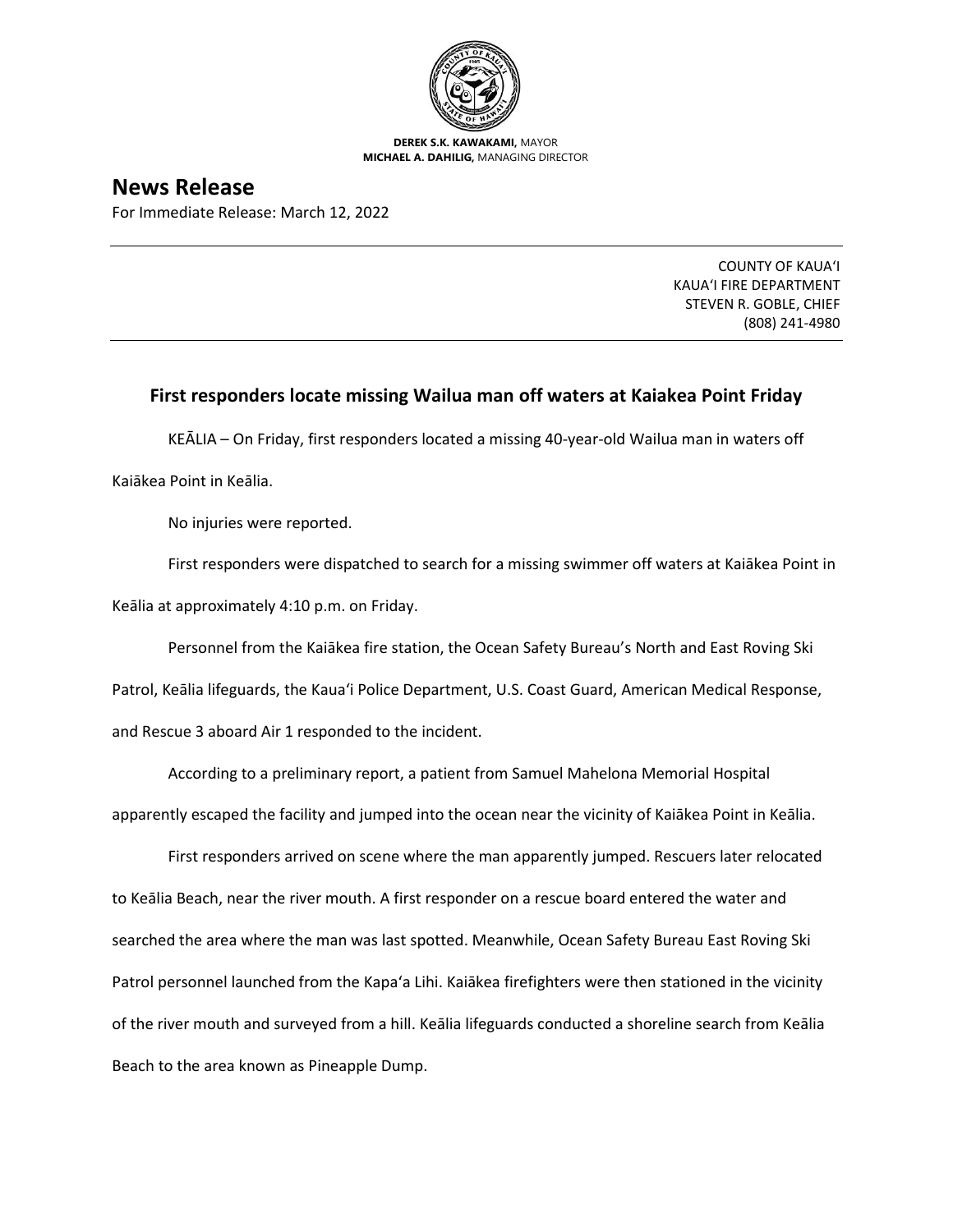**DEREK S.K. KAWAKAMI,** MAYOR
**MICHAEL A. DAHILIG,** MANAGING DIRECTOR

# News Release

For Immediate Release: March 12, 2022

COUNTY OF KAUA'I
KAUA'I FIRE DEPARTMENT
STEVEN R. GOBLE, CHIEF
(808) 241-4980

## First responders locate missing Wailua man off waters at Kaiakea Point Friday

KEĀLIA – On Friday, first responders located a missing 40-year-old Wailua man in waters off Kaiākea Point in Keālia.

No injuries were reported.

First responders were dispatched to search for a missing swimmer off waters at Kaiākea Point in Keālia at approximately 4:10 p.m. on Friday.

Personnel from the Kaiākea fire station, the Ocean Safety Bureau's North and East Roving Ski Patrol, Keālia lifeguards, the Kaua'i Police Department, U.S. Coast Guard, American Medical Response, and Rescue 3 aboard Air 1 responded to the incident.

According to a preliminary report, a patient from Samuel Mahelona Memorial Hospital apparently escaped the facility and jumped into the ocean near the vicinity of Kaiākea Point in Keālia.

First responders arrived on scene where the man apparently jumped. Rescuers later relocated to Keālia Beach, near the river mouth. A first responder on a rescue board entered the water and searched the area where the man was last spotted. Meanwhile, Ocean Safety Bureau East Roving Ski Patrol personnel launched from the Kapa'a Lihi. Kaiākea firefighters were then stationed in the vicinity of the river mouth and surveyed from a hill. Keālia lifeguards conducted a shoreline search from Keālia Beach to the area known as Pineapple Dump.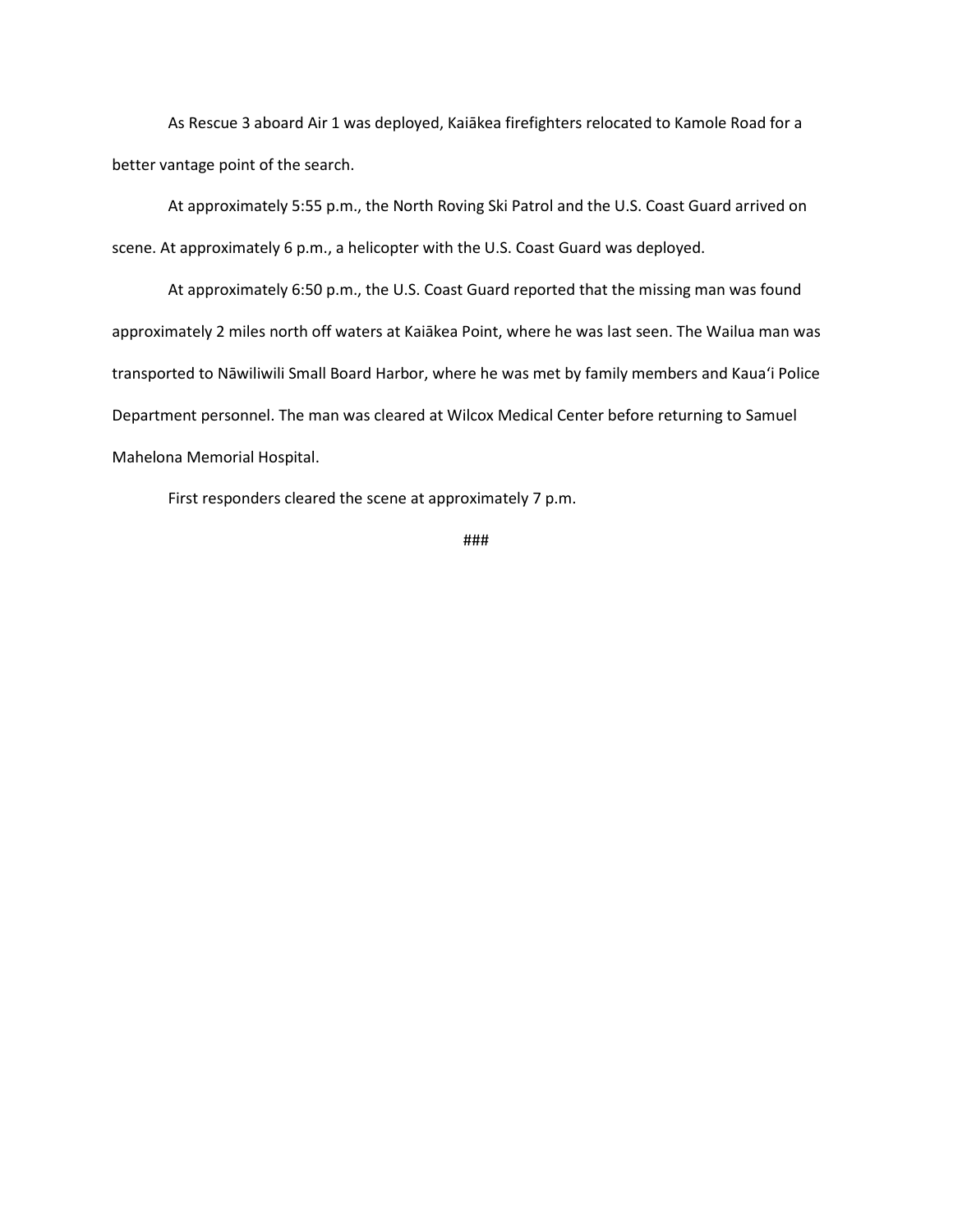As Rescue 3 aboard Air 1 was deployed, Kaiākea firefighters relocated to Kamole Road for a better vantage point of the search.

At approximately 5:55 p.m., the North Roving Ski Patrol and the U.S. Coast Guard arrived on scene. At approximately 6 p.m., a helicopter with the U.S. Coast Guard was deployed.

At approximately 6:50 p.m., the U.S. Coast Guard reported that the missing man was found approximately 2 miles north off waters at Kaiākea Point, where he was last seen. The Wailua man was transported to Nāwiliwili Small Board Harbor, where he was met by family members and Kaua'i Police Department personnel. The man was cleared at Wilcox Medical Center before returning to Samuel Mahelona Memorial Hospital.

First responders cleared the scene at approximately 7 p.m.

###